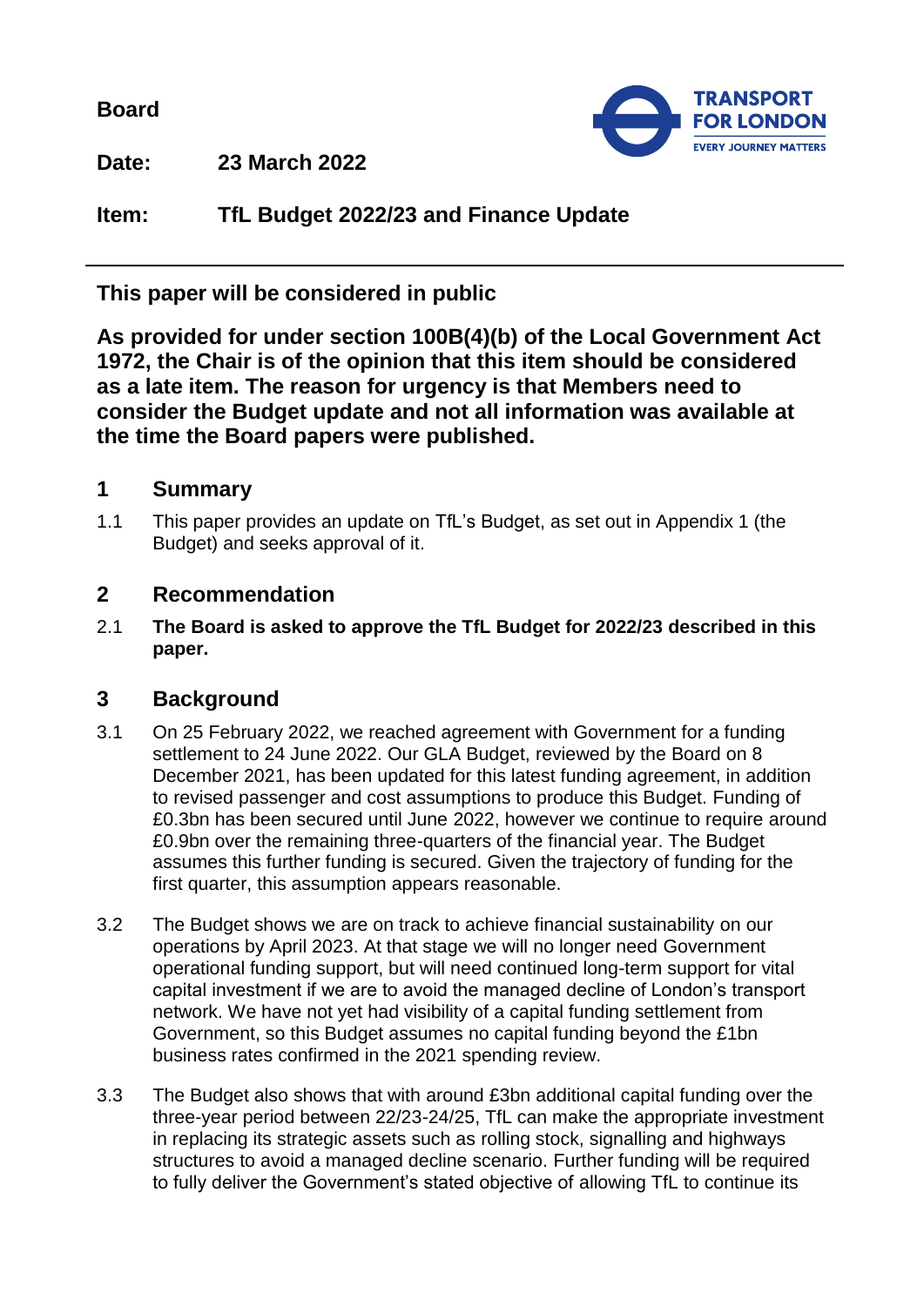**Board**

**Date:** **23 March 2022**

**Item:** **TfL Budget 2022/23 and Finance Update**

---

**This paper will be considered in public**

**As provided for under section 100B(4)(b) of the Local Government Act 1972, the Chair is of the opinion that this item should be considered as a late item. The reason for urgency is that Members need to consider the Budget update and not all information was available at the time the Board papers were published.**

## 1 Summary

1.1 This paper provides an update on TfL's Budget, as set out in Appendix 1 (the Budget) and seeks approval of it.

## 2 Recommendation

2.1 **The Board is asked to approve the TfL Budget for 2022/23 described in this paper.**

## 3 Background

3.1 On 25 February 2022, we reached agreement with Government for a funding settlement to 24 June 2022. Our GLA Budget, reviewed by the Board on 8 December 2021, has been updated for this latest funding agreement, in addition to revised passenger and cost assumptions to produce this Budget. Funding of £0.3bn has been secured until June 2022, however we continue to require around £0.9bn over the remaining three-quarters of the financial year. The Budget assumes this further funding is secured. Given the trajectory of funding for the first quarter, this assumption appears reasonable.

3.2 The Budget shows we are on track to achieve financial sustainability on our operations by April 2023. At that stage we will no longer need Government operational funding support, but will need continued long-term support for vital capital investment if we are to avoid the managed decline of London's transport network. We have not yet had visibility of a capital funding settlement from Government, so this Budget assumes no capital funding beyond the £1bn business rates confirmed in the 2021 spending review.

3.3 The Budget also shows that with around £3bn additional capital funding over the three-year period between 22/23-24/25, TfL can make the appropriate investment in replacing its strategic assets such as rolling stock, signalling and highways structures to avoid a managed decline scenario. Further funding will be required to fully deliver the Government's stated objective of allowing TfL to continue its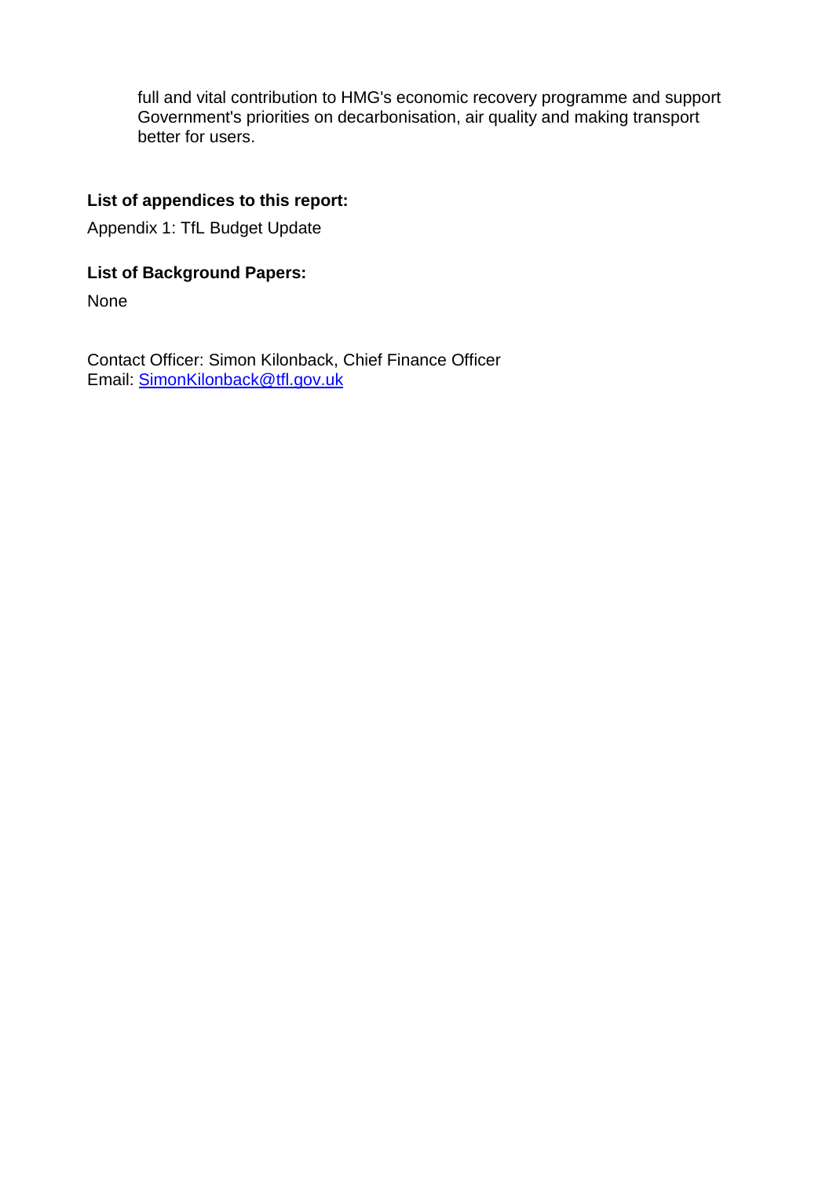full and vital contribution to HMG's economic recovery programme and support Government's priorities on decarbonisation, air quality and making transport better for users.

**List of appendices to this report:**

Appendix 1: TfL Budget Update

**List of Background Papers:**

None

Contact Officer: Simon Kilonback, Chief Finance Officer
Email: SimonKilonback@tfl.gov.uk